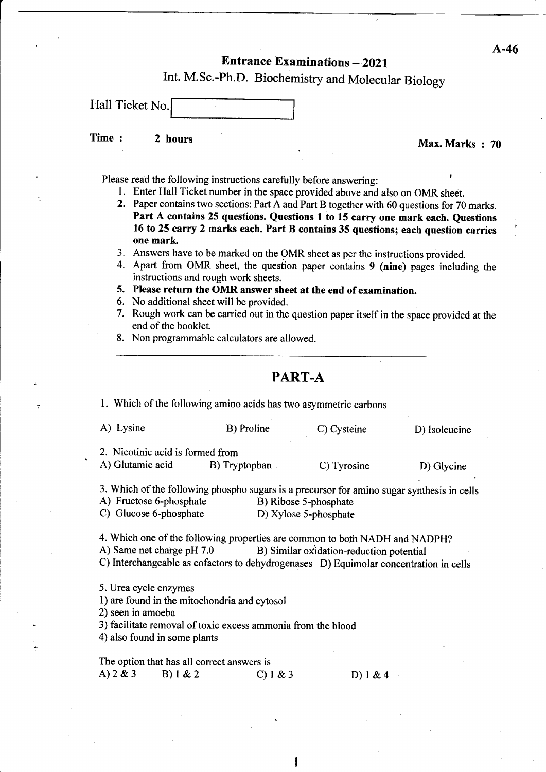A-46

# Entrance Examinations – 2021

## Int. M.Sc.-Ph.D. Biochemistry and Molecular Biology

Hall Ticket No.

**Time : 2 hours** **Max. Marks : 70**

Please read the following instructions carefully before answering:

1. Enter Hall Ticket number in the space provided above and also on OMR sheet.
2. Paper contains two sections: Part A and Part B together with 60 questions for 70 marks. **Part A contains 25 questions. Questions 1 to 15 carry one mark each. Questions 16 to 25 carry 2 marks each. Part B contains 35 questions; each question carries one mark.**
3. Answers have to be marked on the OMR sheet as per the instructions provided.
4. Apart from OMR sheet, the question paper contains 9 **(nine)** pages including the instructions and rough work sheets.
5. **Please return the OMR answer sheet at the end of examination.**
6. No additional sheet will be provided.
7. Rough work can be carried out in the question paper itself in the space provided at the end of the booklet.
8. Non programmable calculators are allowed.

## PART-A

1. Which of the following amino acids has two asymmetric carbons

A) Lysine B) Proline C) Cysteine D) Isoleucine

2. Nicotinic acid is formed from

A) Glutamic acid B) Tryptophan C) Tyrosine D) Glycine

3. Which of the following phospho sugars is a precursor for amino sugar synthesis in cells

A) Fructose 6-phosphate B) Ribose 5-phosphate
C) Glucose 6-phosphate D) Xylose 5-phosphate

4. Which one of the following properties are common to both NADH and NADPH?

A) Same net charge pH 7.0 B) Similar oxidation-reduction potential
C) Interchangeable as cofactors to dehydrogenases D) Equimolar concentration in cells

5. Urea cycle enzymes

1) are found in the mitochondria and cytosol
2) seen in amoeba
3) facilitate removal of toxic excess ammonia from the blood
4) also found in some plants

The option that has all correct answers is

A) 2 & 3 B) 1 & 2 C) 1 & 3 D) 1 & 4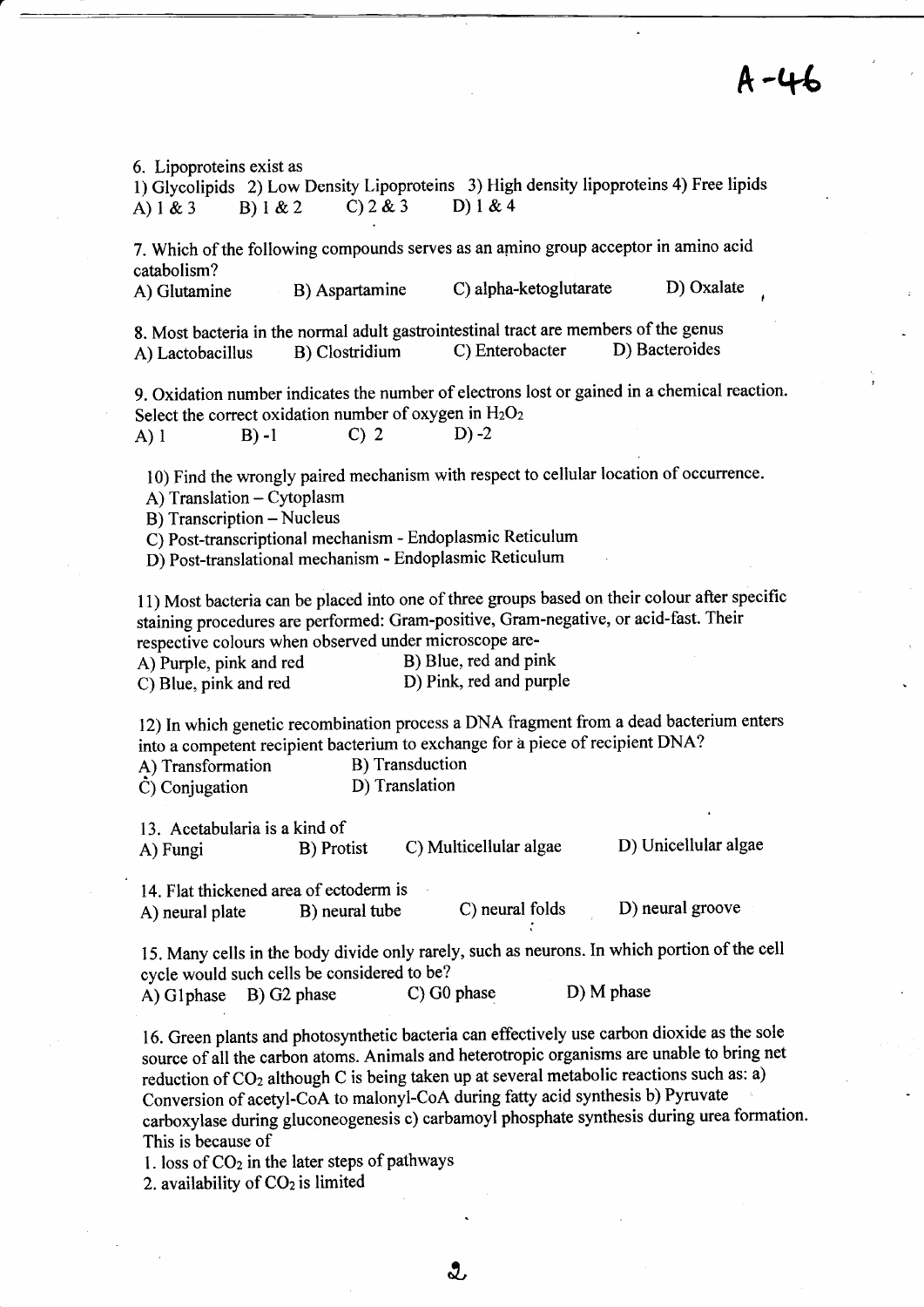A-46

6. Lipoproteins exist as
1) Glycolipids 2) Low Density Lipoproteins 3) High density lipoproteins 4) Free lipids
A) 1 & 3 B) 1 & 2 C) 2 & 3 D) 1 & 4

7. Which of the following compounds serves as an amino group acceptor in amino acid catabolism?
A) Glutamine B) Aspartamine C) alpha-ketoglutarate D) Oxalate

8. Most bacteria in the normal adult gastrointestinal tract are members of the genus
A) Lactobacillus B) Clostridium C) Enterobacter D) Bacteroides

9. Oxidation number indicates the number of electrons lost or gained in a chemical reaction. Select the correct oxidation number of oxygen in $H_2O_2$
A) 1 B) -1 C) 2 D) -2

10) Find the wrongly paired mechanism with respect to cellular location of occurrence.
A) Translation – Cytoplasm
B) Transcription – Nucleus
C) Post-transcriptional mechanism - Endoplasmic Reticulum
D) Post-translational mechanism - Endoplasmic Reticulum

11) Most bacteria can be placed into one of three groups based on their colour after specific staining procedures are performed: Gram-positive, Gram-negative, or acid-fast. Their respective colours when observed under microscope are-
A) Purple, pink and red B) Blue, red and pink
C) Blue, pink and red D) Pink, red and purple

12) In which genetic recombination process a DNA fragment from a dead bacterium enters into a competent recipient bacterium to exchange for a piece of recipient DNA?
A) Transformation B) Transduction
C) Conjugation D) Translation

13. Acetabularia is a kind of
A) Fungi B) Protist C) Multicellular algae D) Unicellular algae

14. Flat thickened area of ectoderm is
A) neural plate B) neural tube C) neural folds D) neural groove

15. Many cells in the body divide only rarely, such as neurons. In which portion of the cell cycle would such cells be considered to be?
A) G1phase B) G2 phase C) G0 phase D) M phase

16. Green plants and photosynthetic bacteria can effectively use carbon dioxide as the sole source of all the carbon atoms. Animals and heterotropic organisms are unable to bring net reduction of $CO_2$ although C is being taken up at several metabolic reactions such as: a) Conversion of acetyl-CoA to malonyl-CoA during fatty acid synthesis b) Pyruvate carboxylase during gluconeogenesis c) carbamoyl phosphate synthesis during urea formation. This is because of
1. loss of $CO_2$ in the later steps of pathways
2. availability of $CO_2$ is limited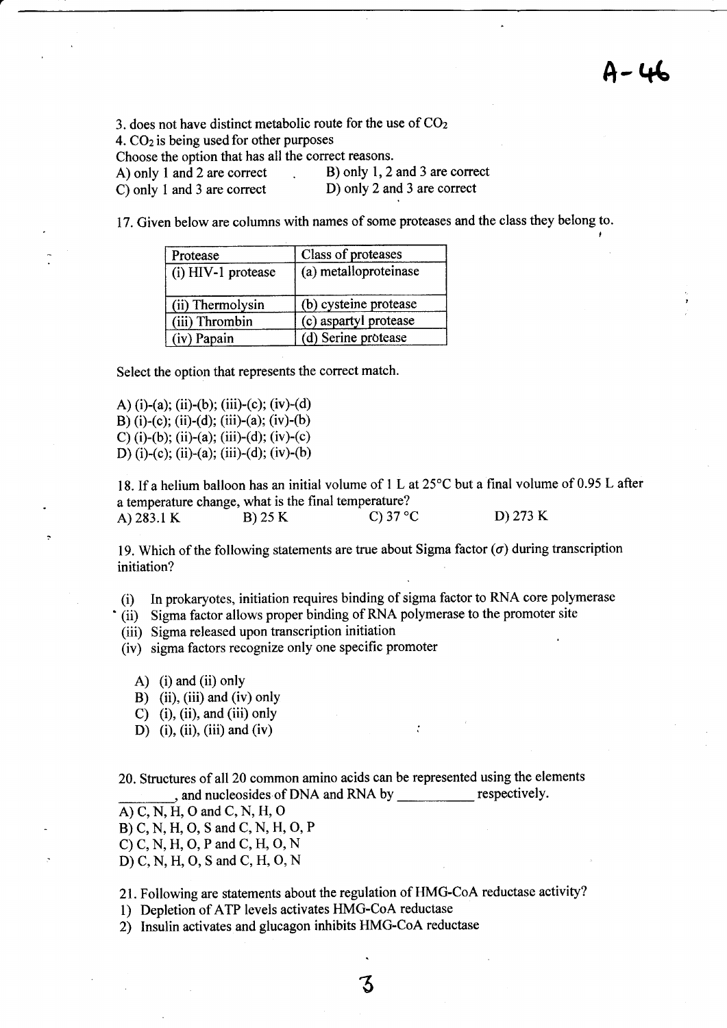3. does not have distinct metabolic route for the use of $CO_2$
4. $CO_2$ is being used for other purposes

Choose the option that has all the correct reasons.

A) only 1 and 2 are correct
B) only 1, 2 and 3 are correct
C) only 1 and 3 are correct
D) only 2 and 3 are correct

17. Given below are columns with names of some proteases and the class they belong to.

| Protease | Class of proteases |
|---|---|
| (i) HIV-1 protease | (a) metalloproteinase |
| (ii) Thermolysin | (b) cysteine protease |
| (iii) Thrombin | (c) aspartyl protease |
| (iv) Papain | (d) Serine protease |

Select the option that represents the correct match.

A) (i)-(a); (ii)-(b); (iii)-(c); (iv)-(d)
B) (i)-(c); (ii)-(d); (iii)-(a); (iv)-(b)
C) (i)-(b); (ii)-(a); (iii)-(d); (iv)-(c)
D) (i)-(c); (ii)-(a); (iii)-(d); (iv)-(b)

18. If a helium balloon has an initial volume of 1 L at 25°C but a final volume of 0.95 L after a temperature change, what is the final temperature?

A) 283.1 K
B) 25 K
C) 37 °C
D) 273 K

19. Which of the following statements are true about Sigma factor ($\sigma$) during transcription initiation?

(i) In prokaryotes, initiation requires binding of sigma factor to RNA core polymerase
(ii) Sigma factor allows proper binding of RNA polymerase to the promoter site
(iii) Sigma released upon transcription initiation
(iv) sigma factors recognize only one specific promoter

A) (i) and (ii) only
B) (ii), (iii) and (iv) only
C) (i), (ii), and (iii) only
D) (i), (ii), (iii) and (iv)

20. Structures of all 20 common amino acids can be represented using the elements ________, and nucleosides of DNA and RNA by __________ respectively.

A) C, N, H, O and C, N, H, O
B) C, N, H, O, S and C, N, H, O, P
C) C, N, H, O, P and C, H, O, N
D) C, N, H, O, S and C, H, O, N

21. Following are statements about the regulation of HMG-CoA reductase activity?

1) Depletion of ATP levels activates HMG-CoA reductase
2) Insulin activates and glucagon inhibits HMG-CoA reductase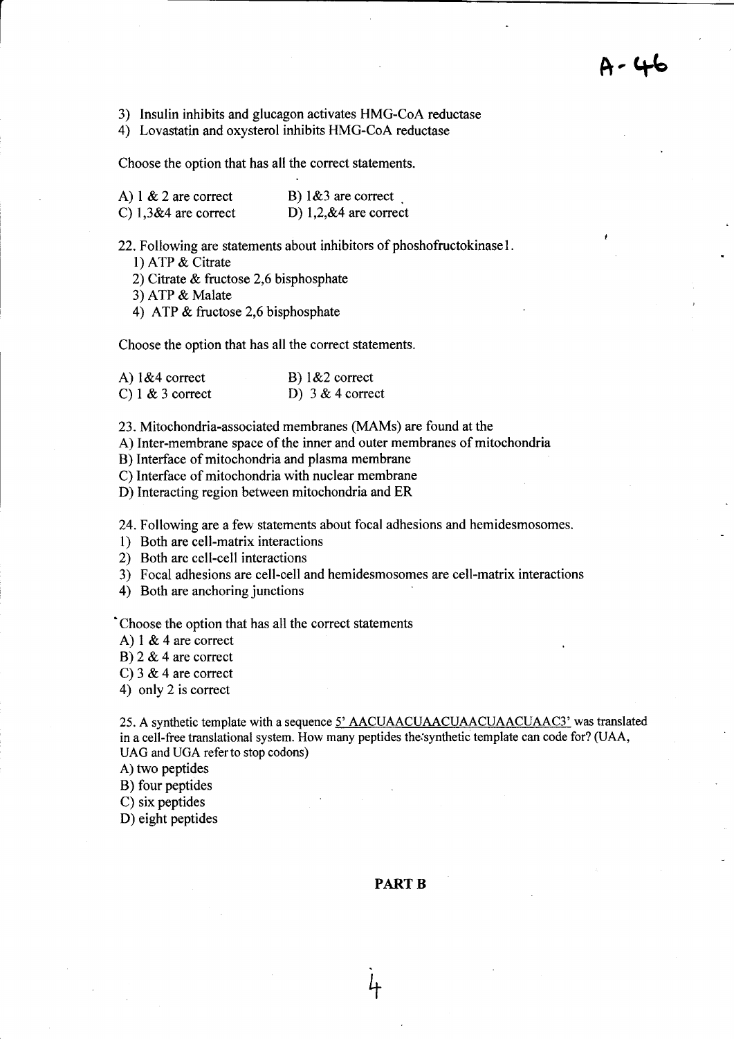A- 46

3) Insulin inhibits and glucagon activates HMG-CoA reductase
4) Lovastatin and oxysterol inhibits HMG-CoA reductase

Choose the option that has all the correct statements.

A) 1 & 2 are correct B) 1&3 are correct
C) 1,3&4 are correct D) 1,2,&4 are correct

22. Following are statements about inhibitors of phoshofructokinase1.
   1) ATP & Citrate
   2) Citrate & fructose 2,6 bisphosphate
   3) ATP & Malate
   4) ATP & fructose 2,6 bisphosphate

Choose the option that has all the correct statements.

A) 1&4 correct B) 1&2 correct
C) 1 & 3 correct D) 3 & 4 correct

23. Mitochondria-associated membranes (MAMs) are found at the
A) Inter-membrane space of the inner and outer membranes of mitochondria
B) Interface of mitochondria and plasma membrane
C) Interface of mitochondria with nuclear membrane
D) Interacting region between mitochondria and ER

24. Following are a few statements about focal adhesions and hemidesmosomes.
1) Both are cell-matrix interactions
2) Both are cell-cell interactions
3) Focal adhesions are cell-cell and hemidesmosomes are cell-matrix interactions
4) Both are anchoring junctions

Choose the option that has all the correct statements
A) 1 & 4 are correct
B) 2 & 4 are correct
C) 3 & 4 are correct
4) only 2 is correct

25. A synthetic template with a sequence 5' AACUAACUAACUAACUAACUAAC3' was translated in a cell-free translational system. How many peptides the synthetic template can code for? (UAA, UAG and UGA refer to stop codons)
A) two peptides
B) four peptides
C) six peptides
D) eight peptides

## PART B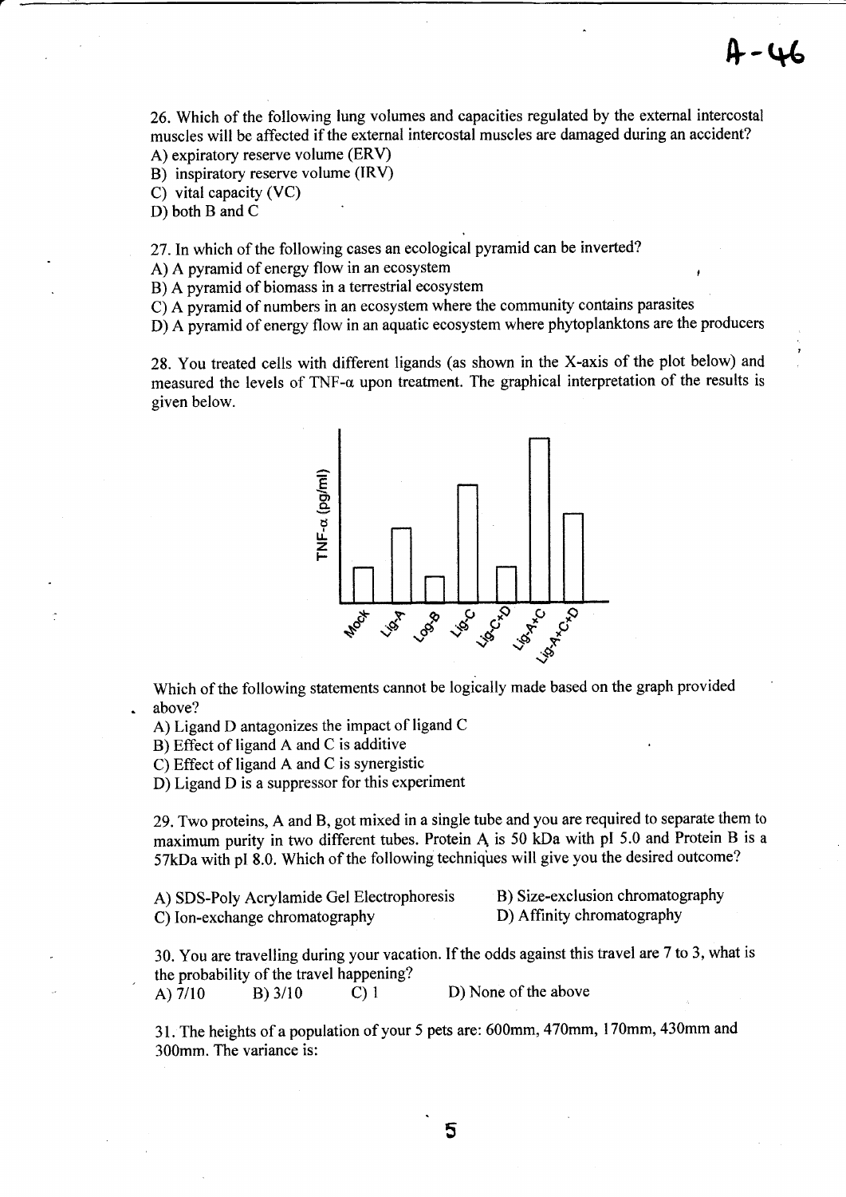26. Which of the following lung volumes and capacities regulated by the external intercostal muscles will be affected if the external intercostal muscles are damaged during an accident?

A) expiratory reserve volume (ERV)
B) inspiratory reserve volume (IRV)
C) vital capacity (VC)
D) both B and C

27. In which of the following cases an ecological pyramid can be inverted?

A) A pyramid of energy flow in an ecosystem
B) A pyramid of biomass in a terrestrial ecosystem
C) A pyramid of numbers in an ecosystem where the community contains parasites
D) A pyramid of energy flow in an aquatic ecosystem where phytoplanktons are the producers

28. You treated cells with different ligands (as shown in the X-axis of the plot below) and measured the levels of TNF-α upon treatment. The graphical interpretation of the results is given below.

TNF-α (pg/ml)

Mock, Lig-A, Log-B, Lig-C, Lig-C+D, Lig-A+C, Lig-A+C+D

Which of the following statements cannot be logically made based on the graph provided above?

A) Ligand D antagonizes the impact of ligand C
B) Effect of ligand A and C is additive
C) Effect of ligand A and C is synergistic
D) Ligand D is a suppressor for this experiment

29. Two proteins, A and B, got mixed in a single tube and you are required to separate them to maximum purity in two different tubes. Protein A is 50 kDa with pI 5.0 and Protein B is a 57kDa with pI 8.0. Which of the following techniques will give you the desired outcome?

A) SDS-Poly Acrylamide Gel Electrophoresis
B) Size-exclusion chromatography
C) Ion-exchange chromatography
D) Affinity chromatography

30. You are travelling during your vacation. If the odds against this travel are 7 to 3, what is the probability of the travel happening?

A) 7/10 B) 3/10 C) 1 D) None of the above

31. The heights of a population of your 5 pets are: 600mm, 470mm, 170mm, 430mm and 300mm. The variance is: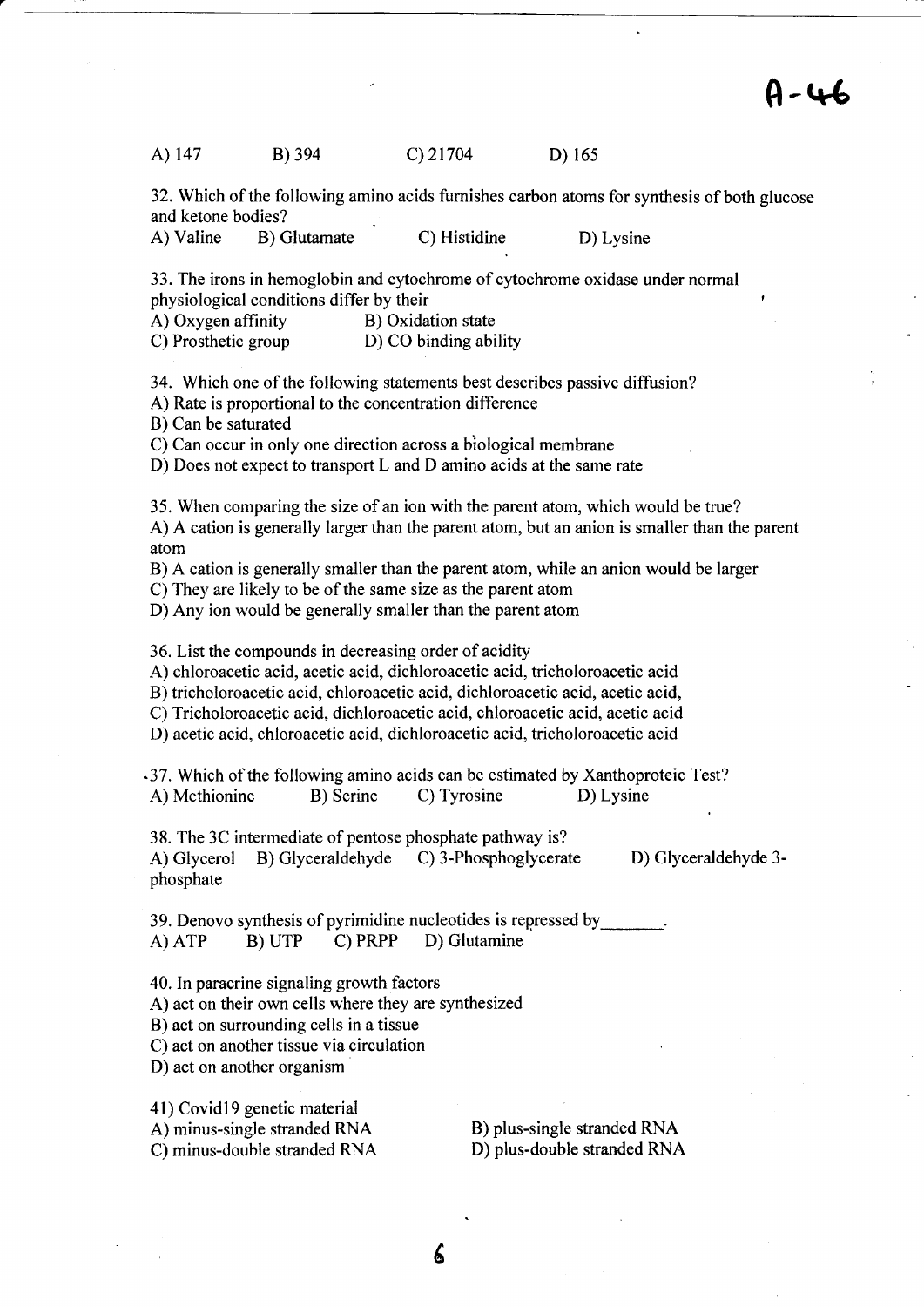A) 147 B) 394 C) 21704 D) 165

32. Which of the following amino acids furnishes carbon atoms for synthesis of both glucose and ketone bodies?
A) Valine B) Glutamate C) Histidine D) Lysine

33. The irons in hemoglobin and cytochrome of cytochrome oxidase under normal physiological conditions differ by their
A) Oxygen affinity B) Oxidation state
C) Prosthetic group D) CO binding ability

34. Which one of the following statements best describes passive diffusion?
A) Rate is proportional to the concentration difference
B) Can be saturated
C) Can occur in only one direction across a biological membrane
D) Does not expect to transport L and D amino acids at the same rate

35. When comparing the size of an ion with the parent atom, which would be true?
A) A cation is generally larger than the parent atom, but an anion is smaller than the parent atom
B) A cation is generally smaller than the parent atom, while an anion would be larger
C) They are likely to be of the same size as the parent atom
D) Any ion would be generally smaller than the parent atom

36. List the compounds in decreasing order of acidity
A) chloroacetic acid, acetic acid, dichloroacetic acid, tricholoroacetic acid
B) tricholoroacetic acid, chloroacetic acid, dichloroacetic acid, acetic acid,
C) Tricholoroacetic acid, dichloroacetic acid, chloroacetic acid, acetic acid
D) acetic acid, chloroacetic acid, dichloroacetic acid, tricholoroacetic acid

37. Which of the following amino acids can be estimated by Xanthoproteic Test?
A) Methionine B) Serine C) Tyrosine D) Lysine

38. The 3C intermediate of pentose phosphate pathway is?
A) Glycerol B) Glyceraldehyde C) 3-Phosphoglycerate D) Glyceraldehyde 3-phosphate

39. Denovo synthesis of pyrimidine nucleotides is repressed by_______.
A) ATP B) UTP C) PRPP D) Glutamine

40. In paracrine signaling growth factors
A) act on their own cells where they are synthesized
B) act on surrounding cells in a tissue
C) act on another tissue via circulation
D) act on another organism

41) Covid19 genetic material
A) minus-single stranded RNA
B) plus-single stranded RNA
C) minus-double stranded RNA
D) plus-double stranded RNA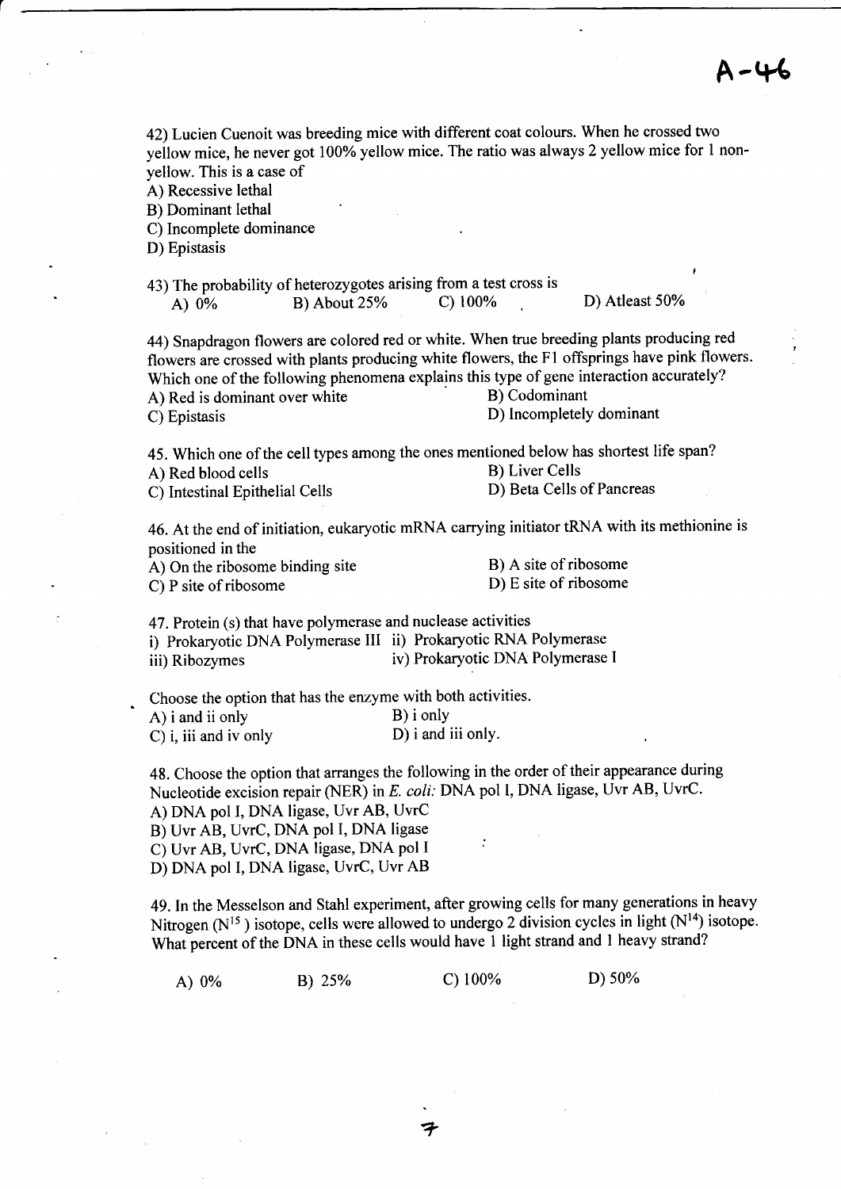A-46

42) Lucien Cuenoit was breeding mice with different coat colours. When he crossed two yellow mice, he never got 100% yellow mice. The ratio was always 2 yellow mice for 1 non-yellow. This is a case of

A) Recessive lethal
B) Dominant lethal
C) Incomplete dominance
D) Epistasis

43) The probability of heterozygotes arising from a test cross is

A) 0% B) About 25% C) 100% D) Atleast 50%

44) Snapdragon flowers are colored red or white. When true breeding plants producing red flowers are crossed with plants producing white flowers, the F1 offsprings have pink flowers. Which one of the following phenomena explains this type of gene interaction accurately?

A) Red is dominant over white B) Codominant
C) Epistasis D) Incompletely dominant

45. Which one of the cell types among the ones mentioned below has shortest life span?

A) Red blood cells B) Liver Cells
C) Intestinal Epithelial Cells D) Beta Cells of Pancreas

46. At the end of initiation, eukaryotic mRNA carrying initiator tRNA with its methionine is positioned in the

A) On the ribosome binding site B) A site of ribosome
C) P site of ribosome D) E site of ribosome

47. Protein (s) that have polymerase and nuclease activities

i) Prokaryotic DNA Polymerase III ii) Prokaryotic RNA Polymerase
iii) Ribozymes iv) Prokaryotic DNA Polymerase I

Choose the option that has the enzyme with both activities.

A) i and ii only B) i only
C) i, iii and iv only D) i and iii only.

48. Choose the option that arranges the following in the order of their appearance during Nucleotide excision repair (NER) in *E. coli:* DNA pol I, DNA ligase, Uvr AB, UvrC.

A) DNA pol I, DNA ligase, Uvr AB, UvrC
B) Uvr AB, UvrC, DNA pol I, DNA ligase
C) Uvr AB, UvrC, DNA ligase, DNA pol I
D) DNA pol I, DNA ligase, UvrC, Uvr AB

49. In the Messelson and Stahl experiment, after growing cells for many generations in heavy Nitrogen ($N^{15}$) isotope, cells were allowed to undergo 2 division cycles in light ($N^{14}$) isotope. What percent of the DNA in these cells would have 1 light strand and 1 heavy strand?

A) 0% B) 25% C) 100% D) 50%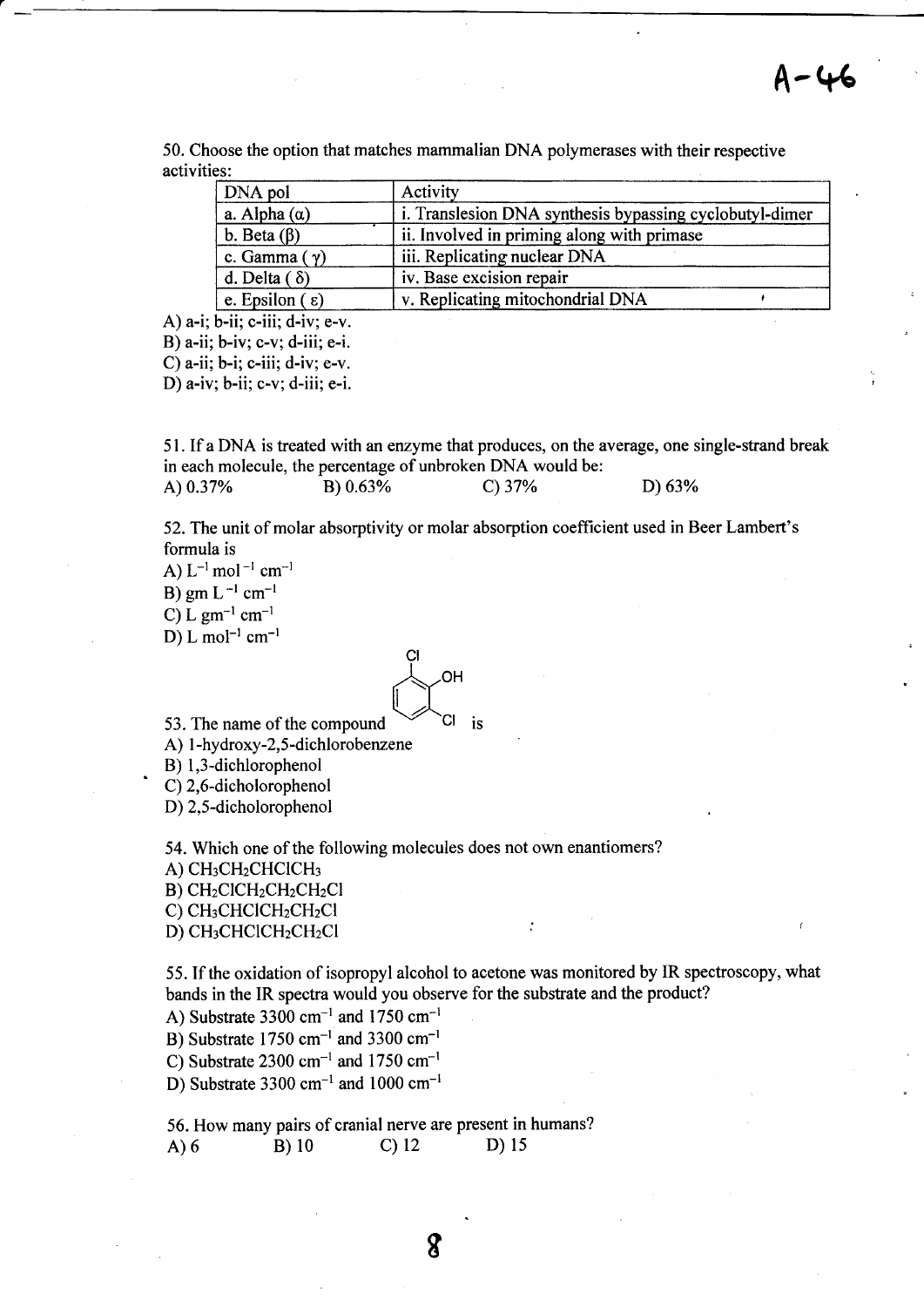A-46

50. Choose the option that matches mammalian DNA polymerases with their respective activities:

| DNA pol | Activity |
|---|---|
| a. Alpha (α) | i. Translesion DNA synthesis bypassing cyclobutyl-dimer |
| b. Beta (β) | ii. Involved in priming along with primase |
| c. Gamma ( γ) | iii. Replicating nuclear DNA |
| d. Delta ( δ) | iv. Base excision repair |
| e. Epsilon ( ε) | v. Replicating mitochondrial DNA |

A) a-i; b-ii; c-iii; d-iv; e-v.
B) a-ii; b-iv; c-v; d-iii; e-i.
C) a-ii; b-i; c-iii; d-iv; e-v.
D) a-iv; b-ii; c-v; d-iii; e-i.

51. If a DNA is treated with an enzyme that produces, on the average, one single-strand break in each molecule, the percentage of unbroken DNA would be:
A) 0.37% B) 0.63% C) 37% D) 63%

52. The unit of molar absorptivity or molar absorption coefficient used in Beer Lambert's formula is
A) $L^{-1}$ $mol^{-1}$ $cm^{-1}$
B) gm $L^{-1}$ $cm^{-1}$
C) L $gm^{-1}$ $cm^{-1}$
D) L $mol^{-1}$ $cm^{-1}$

53. The name of the compound [benzene ring with Cl, OH, Cl substituents] is
A) 1-hydroxy-2,5-dichlorobenzene
B) 1,3-dichlorophenol
C) 2,6-dicholorophenol
D) 2,5-dicholorophenol

54. Which one of the following molecules does not own enantiomers?
A) $CH_3CH_2CHClCH_3$
B) $CH_2ClCH_2CH_2CH_2Cl$
C) $CH_3CHClCH_2CH_2Cl$
D) $CH_3CHClCH_2CH_2Cl$

55. If the oxidation of isopropyl alcohol to acetone was monitored by IR spectroscopy, what bands in the IR spectra would you observe for the substrate and the product?
A) Substrate 3300 $cm^{-1}$ and 1750 $cm^{-1}$
B) Substrate 1750 $cm^{-1}$ and 3300 $cm^{-1}$
C) Substrate 2300 $cm^{-1}$ and 1750 $cm^{-1}$
D) Substrate 3300 $cm^{-1}$ and 1000 $cm^{-1}$

56. How many pairs of cranial nerve are present in humans?
A) 6 B) 10 C) 12 D) 15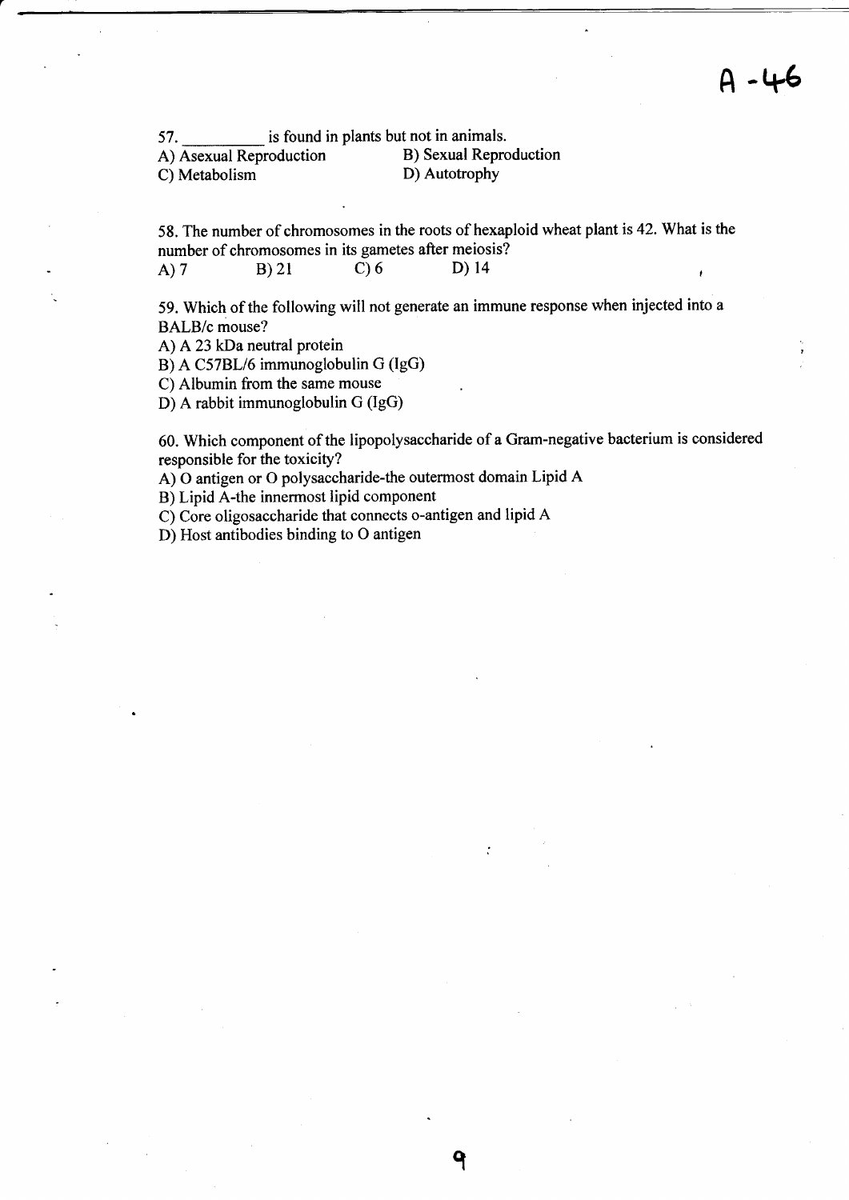57. __________ is found in plants but not in animals.

A) Asexual Reproduction
B) Sexual Reproduction
C) Metabolism
D) Autotrophy

58. The number of chromosomes in the roots of hexaploid wheat plant is 42. What is the number of chromosomes in its gametes after meiosis?

A) 7
B) 21
C) 6
D) 14

59. Which of the following will not generate an immune response when injected into a BALB/c mouse?

A) A 23 kDa neutral protein
B) A C57BL/6 immunoglobulin G (IgG)
C) Albumin from the same mouse
D) A rabbit immunoglobulin G (IgG)

60. Which component of the lipopolysaccharide of a Gram-negative bacterium is considered responsible for the toxicity?

A) O antigen or O polysaccharide-the outermost domain Lipid A
B) Lipid A-the innermost lipid component
C) Core oligosaccharide that connects o-antigen and lipid A
D) Host antibodies binding to O antigen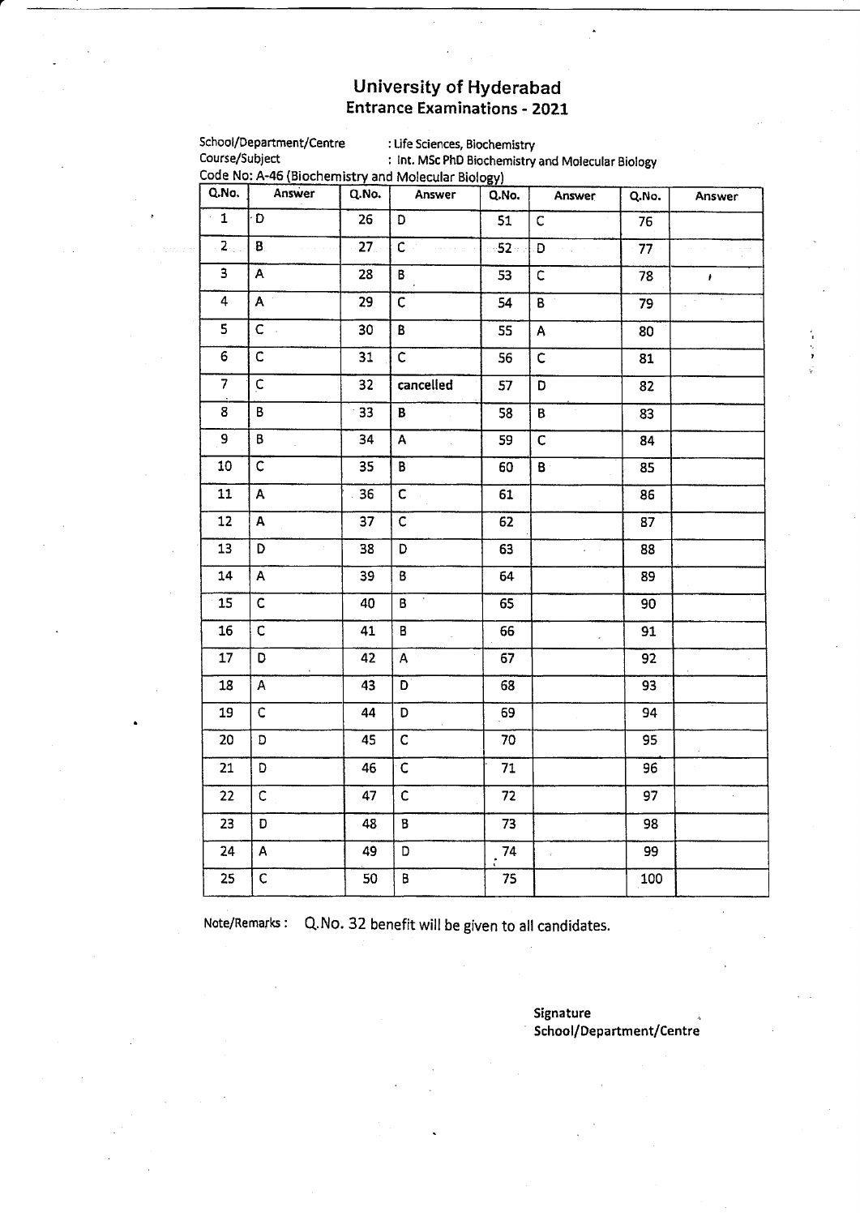# University of Hyderabad
## Entrance Examinations - 2021

School/Department/Centre : Life Sciences, Biochemistry
Course/Subject : Int. MSc PhD Biochemistry and Molecular Biology
Code No: A-46 (Biochemistry and Molecular Biology)

| Q.No. | Answer | Q.No. | Answer | Q.No. | Answer | Q.No. | Answer |
|---|---|---|---|---|---|---|---|
| 1 | D | 26 | D | 51 | C | 76 | |
| 2 | B | 27 | C | 52 | D | 77 | |
| 3 | A | 28 | B | 53 | C | 78 | |
| 4 | A | 29 | C | 54 | B | 79 | |
| 5 | C | 30 | B | 55 | A | 80 | |
| 6 | C | 31 | C | 56 | C | 81 | |
| 7 | C | 32 | cancelled | 57 | D | 82 | |
| 8 | B | 33 | B | 58 | B | 83 | |
| 9 | B | 34 | A | 59 | C | 84 | |
| 10 | C | 35 | B | 60 | B | 85 | |
| 11 | A | 36 | C | 61 | | 86 | |
| 12 | A | 37 | C | 62 | | 87 | |
| 13 | D | 38 | D | 63 | | 88 | |
| 14 | A | 39 | B | 64 | | 89 | |
| 15 | C | 40 | B | 65 | | 90 | |
| 16 | C | 41 | B | 66 | | 91 | |
| 17 | D | 42 | A | 67 | | 92 | |
| 18 | A | 43 | D | 68 | | 93 | |
| 19 | C | 44 | D | 69 | | 94 | |
| 20 | D | 45 | C | 70 | | 95 | |
| 21 | D | 46 | C | 71 | | 96 | |
| 22 | C | 47 | C | 72 | | 97 | |
| 23 | D | 48 | B | 73 | | 98 | |
| 24 | A | 49 | D | 74 | | 99 | |
| 25 | C | 50 | B | 75 | | 100 | |

Note/Remarks : Q.No. 32 benefit will be given to all candidates.

Signature
School/Department/Centre